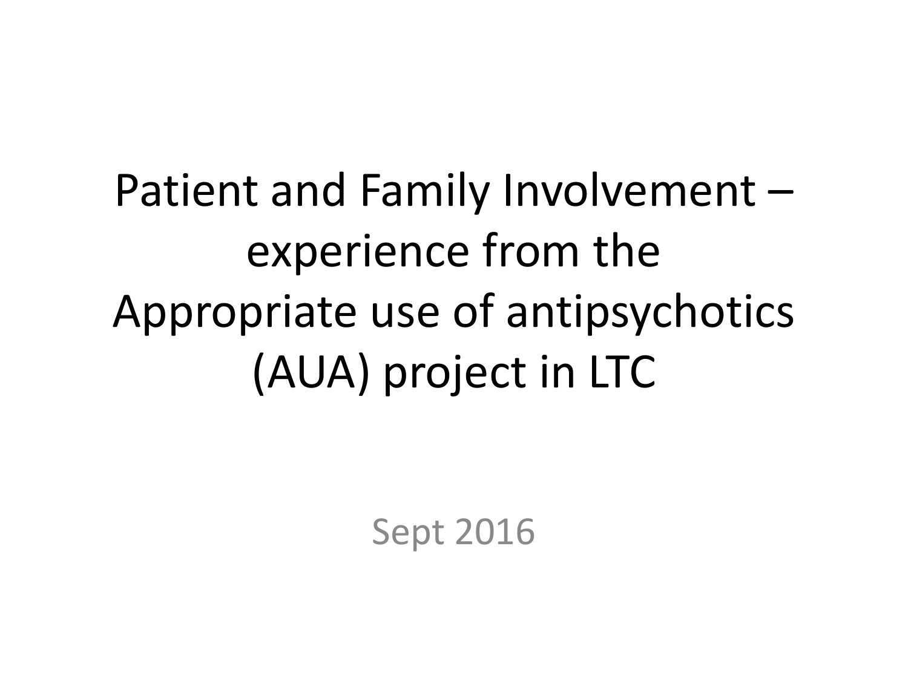# Patient and Family Involvement – experience from the Appropriate use of antipsychotics (AUA) project in LTC

Sept 2016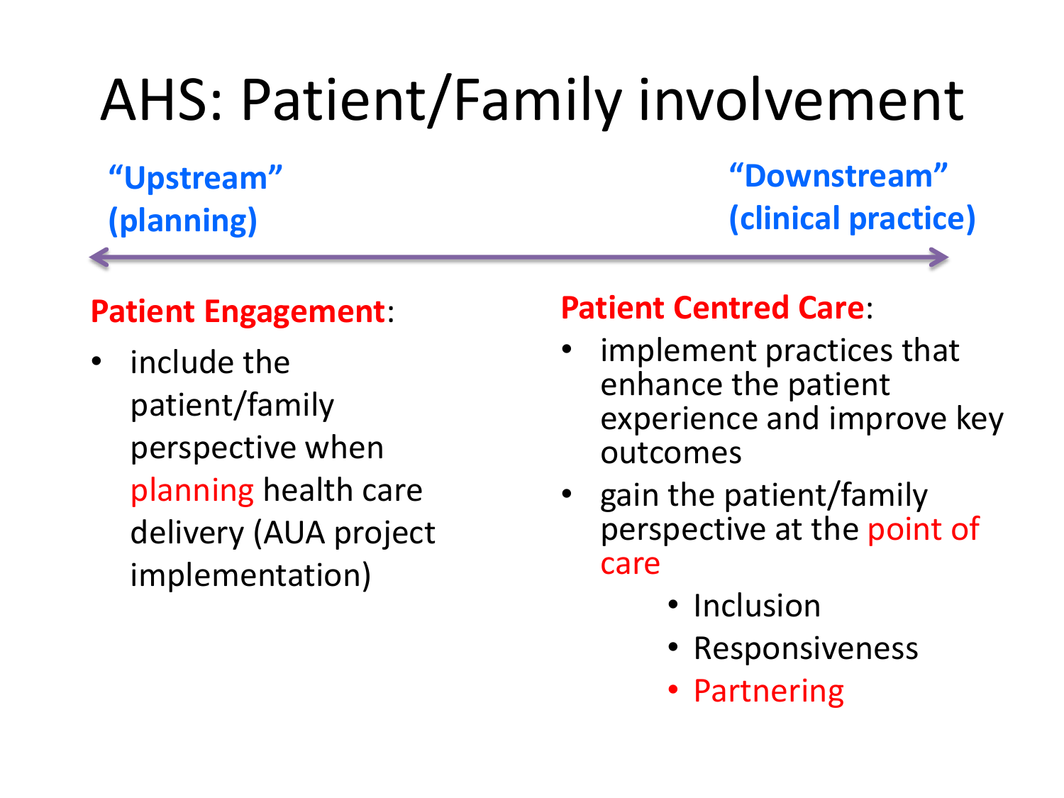# AHS: Patient/Family involvement

**"Upstream" (planning)** ↔ **"Downstream" (clinical practice)**

**Patient Engagement**:

- include the patient/family perspective when planning health care delivery (AUA project implementation)

**Patient Centred Care**:

- implement practices that enhance the patient experience and improve key outcomes
- gain the patient/family perspective at the point of care
  - Inclusion
  - Responsiveness
  - Partnering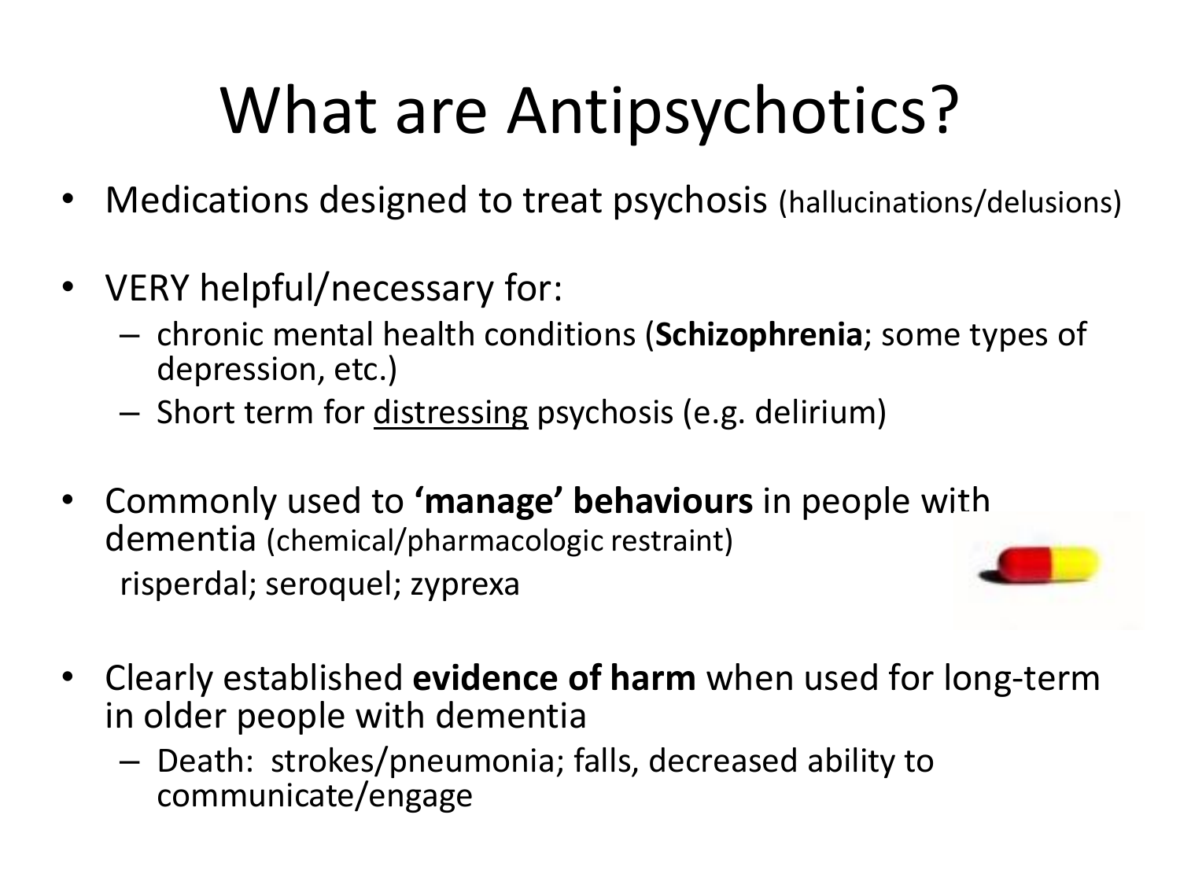# What are Antipsychotics?

- Medications designed to treat psychosis (hallucinations/delusions)
- VERY helpful/necessary for:
  - chronic mental health conditions (**Schizophrenia**; some types of depression, etc.)
  - Short term for <u>distressing</u> psychosis (e.g. delirium)
- Commonly used to **'manage' behaviours** in people with dementia (chemical/pharmacologic restraint)

  risperdal; seroquel; zyprexa
- Clearly established **evidence of harm** when used for long-term in older people with dementia
  - Death: strokes/pneumonia; falls, decreased ability to communicate/engage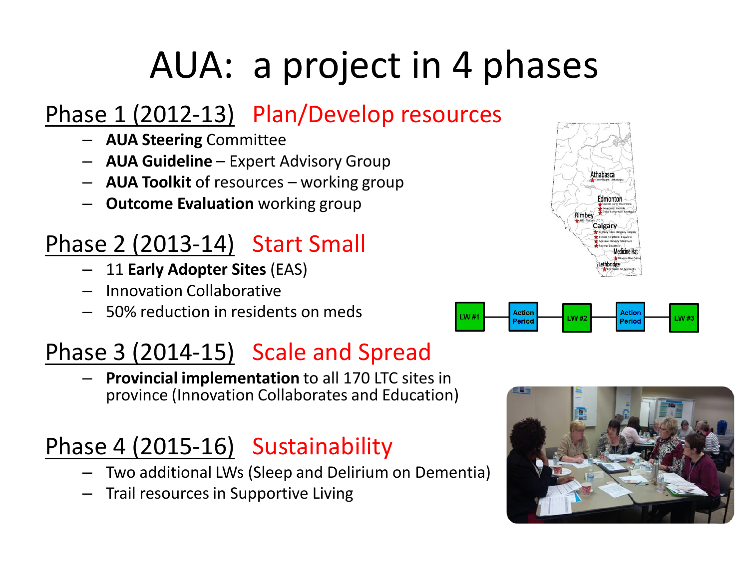# AUA: a project in 4 phases

## Phase 1 (2012-13) Plan/Develop resources

- **AUA Steering** Committee
- **AUA Guideline** – Expert Advisory Group
- **AUA Toolkit** of resources – working group
- **Outcome Evaluation** working group

## Phase 2 (2013-14) Start Small

- 11 **Early Adopter Sites** (EAS)
- Innovation Collaborative
- 50% reduction in residents on meds

LW #1 — Action Period — LW #2 — Action Period — LW #3

## Phase 3 (2014-15) Scale and Spread

- **Provincial implementation** to all 170 LTC sites in province (Innovation Collaborates and Education)

## Phase 4 (2015-16) Sustainability

- Two additional LWs (Sleep and Delirium on Dementia)
- Trail resources in Supportive Living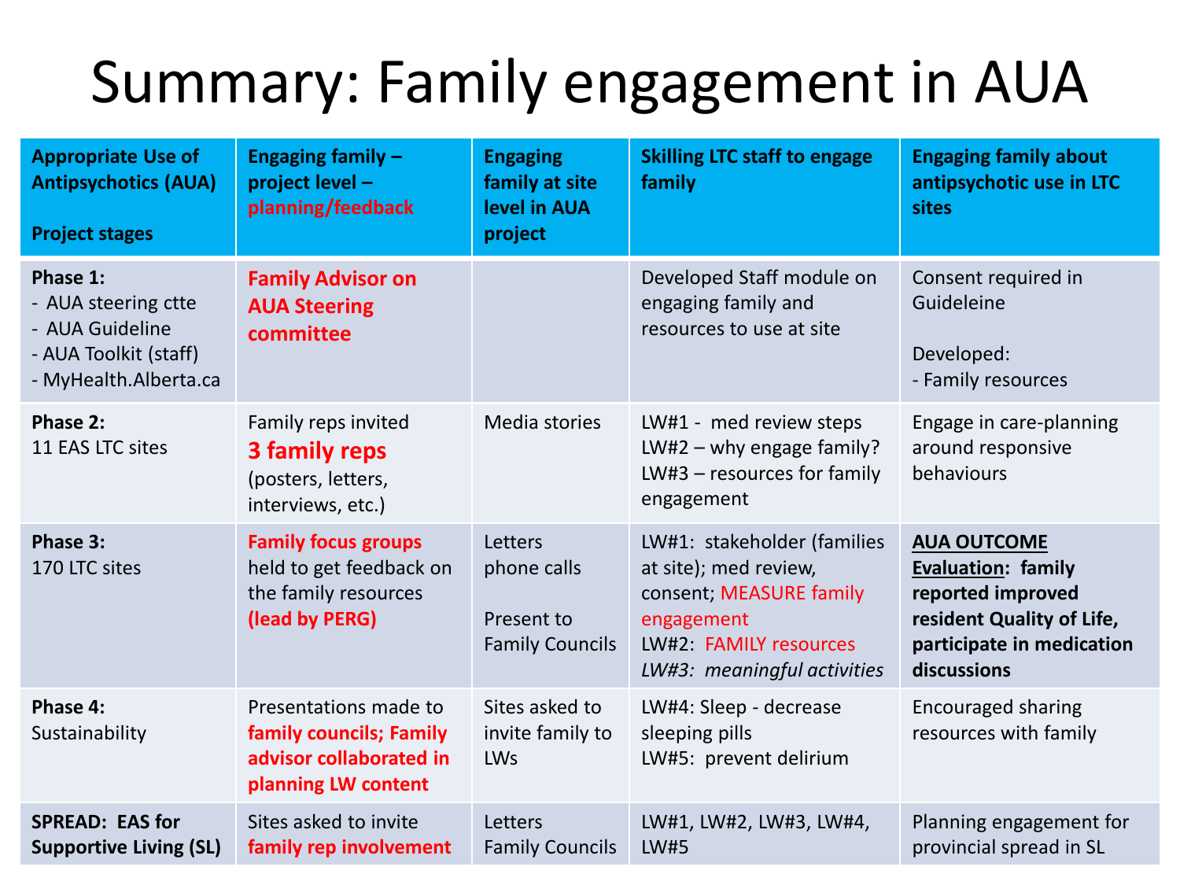# Summary: Family engagement in AUA

| Appropriate Use of Antipsychotics (AUA)<br><br>Project stages | Engaging family – project level – planning/feedback | Engaging family at site level in AUA project | Skilling LTC staff to engage family | Engaging family about antipsychotic use in LTC sites |
|---|---|---|---|---|
| **Phase 1:**<br>- AUA steering ctte<br>- AUA Guideline<br>- AUA Toolkit (staff)<br>- MyHealth.Alberta.ca | **Family Advisor on AUA Steering committee** | | Developed Staff module on engaging family and resources to use at site | Consent required in Guideleine<br><br>Developed:<br>- Family resources |
| **Phase 2:**<br>11 EAS LTC sites | Family reps invited **3 family reps** (posters, letters, interviews, etc.) | Media stories | LW#1 - med review steps<br>LW#2 – why engage family?<br>LW#3 – resources for family engagement | Engage in care-planning around responsive behaviours |
| **Phase 3:**<br>170 LTC sites | **Family focus groups** held to get feedback on the family resources **(lead by PERG)** | Letters<br>phone calls<br><br>Present to Family Councils | LW#1: stakeholder (families at site); med review, consent; MEASURE family engagement<br>LW#2: FAMILY resources<br>*LW#3: meaningful activities* | **AUA OUTCOME Evaluation: family reported improved resident Quality of Life, participate in medication discussions** |
| **Phase 4:**<br>Sustainability | Presentations made to **family councils; Family advisor collaborated in planning LW content** | Sites asked to invite family to LWs | LW#4: Sleep - decrease sleeping pills<br>LW#5: prevent delirium | Encouraged sharing resources with family |
| **SPREAD: EAS for Supportive Living (SL)** | Sites asked to invite **family rep involvement** | Letters<br>Family Councils | LW#1, LW#2, LW#3, LW#4, LW#5 | Planning engagement for provincial spread in SL |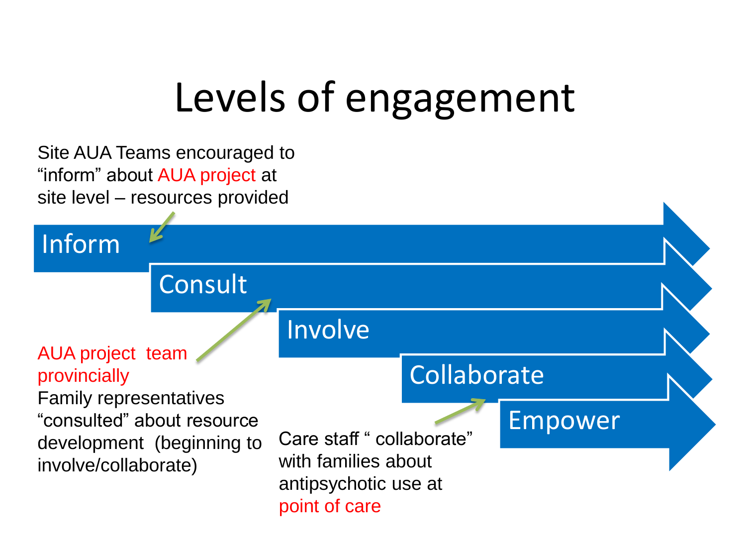# Levels of engagement

Site AUA Teams encouraged to "inform" about AUA project at site level – resources provided

- Inform
- Consult
- Involve
- Collaborate
- Empower

AUA project team provincially
Family representatives "consulted" about resource development (beginning to involve/collaborate)

Care staff " collaborate" with families about antipsychotic use at point of care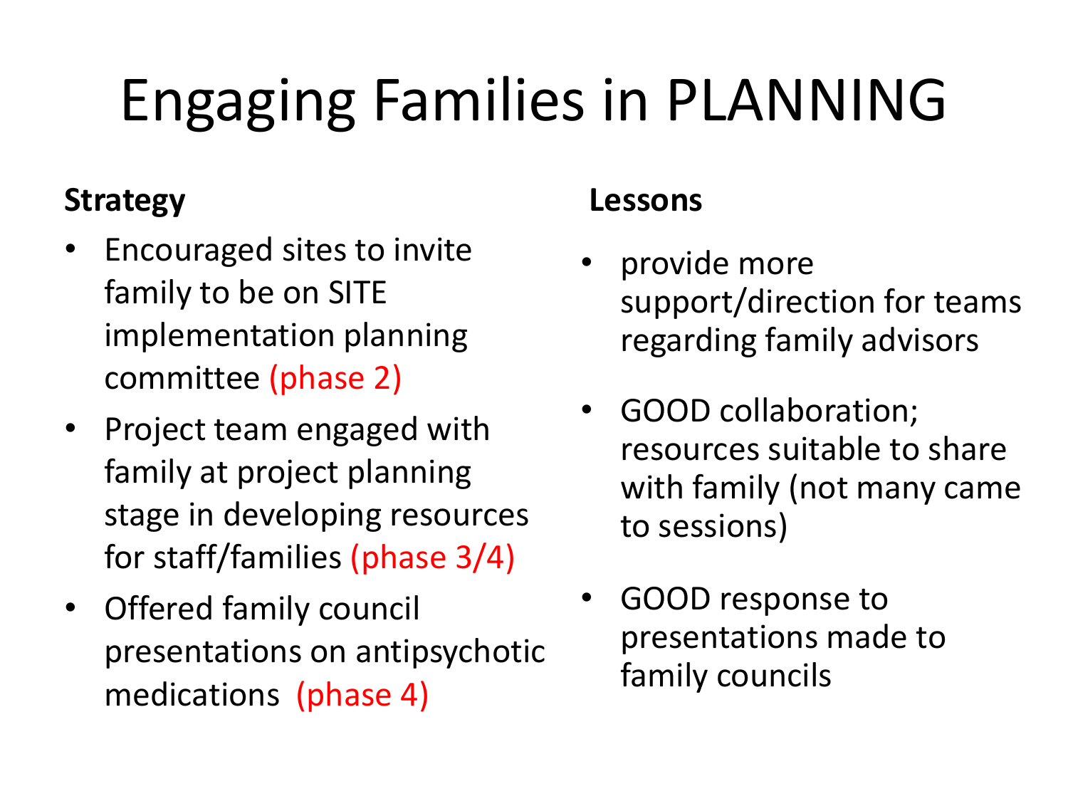# Engaging Families in PLANNING

**Strategy**

- Encouraged sites to invite family to be on SITE implementation planning committee (phase 2)
- Project team engaged with family at project planning stage in developing resources for staff/families (phase 3/4)
- Offered family council presentations on antipsychotic medications (phase 4)

**Lessons**

- provide more support/direction for teams regarding family advisors
- GOOD collaboration; resources suitable to share with family (not many came to sessions)
- GOOD response to presentations made to family councils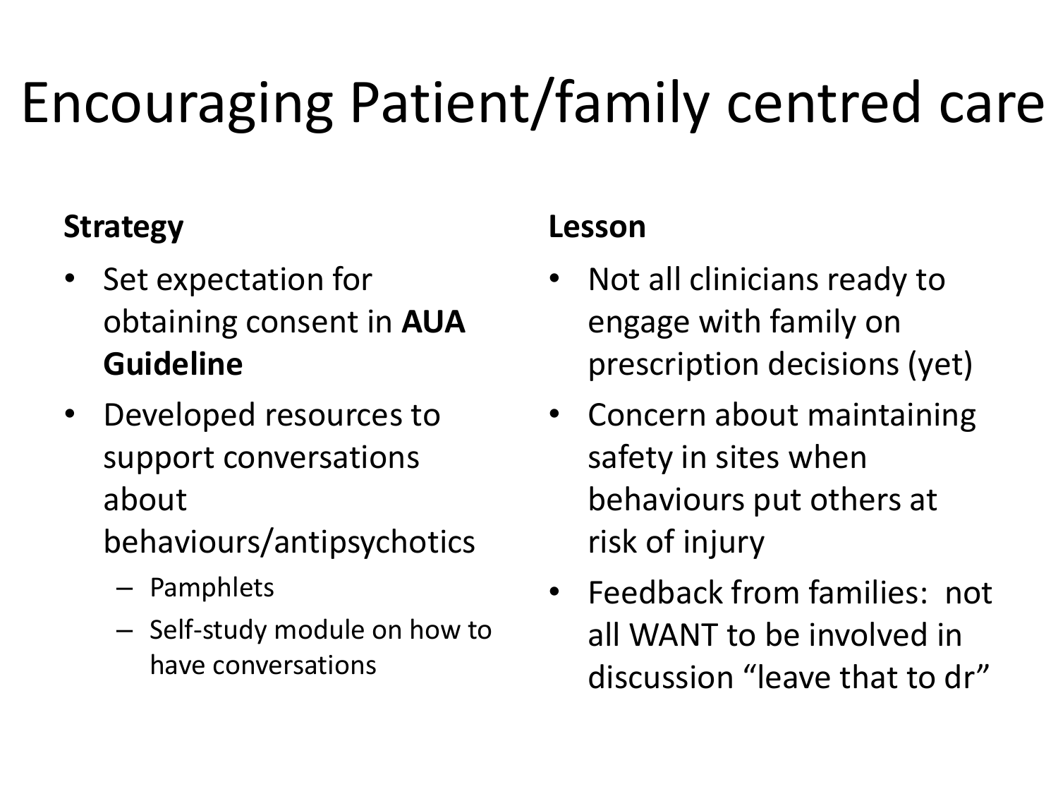# Encouraging Patient/family centred care

**Strategy**

- Set expectation for obtaining consent in **AUA Guideline**
- Developed resources to support conversations about behaviours/antipsychotics
  - Pamphlets
  - Self-study module on how to have conversations

**Lesson**

- Not all clinicians ready to engage with family on prescription decisions (yet)
- Concern about maintaining safety in sites when behaviours put others at risk of injury
- Feedback from families: not all WANT to be involved in discussion "leave that to dr"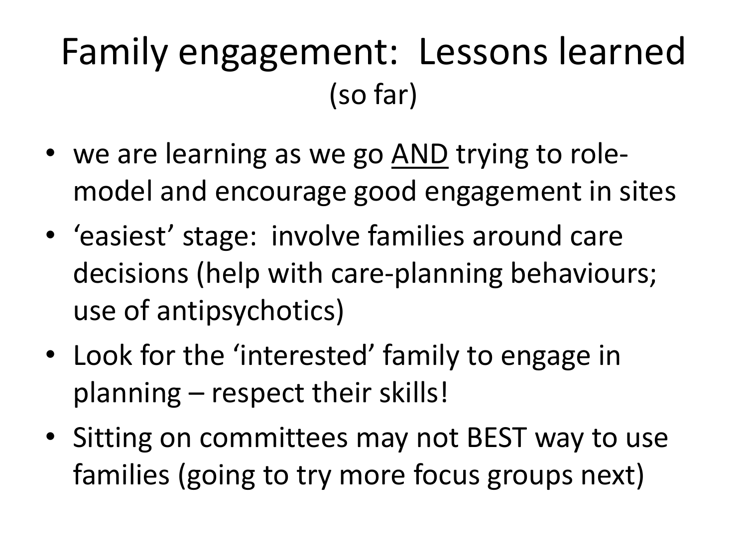# Family engagement: Lessons learned
(so far)

- we are learning as we go <u>AND</u> trying to role-model and encourage good engagement in sites
- 'easiest' stage: involve families around care decisions (help with care-planning behaviours; use of antipsychotics)
- Look for the 'interested' family to engage in planning – respect their skills!
- Sitting on committees may not BEST way to use families (going to try more focus groups next)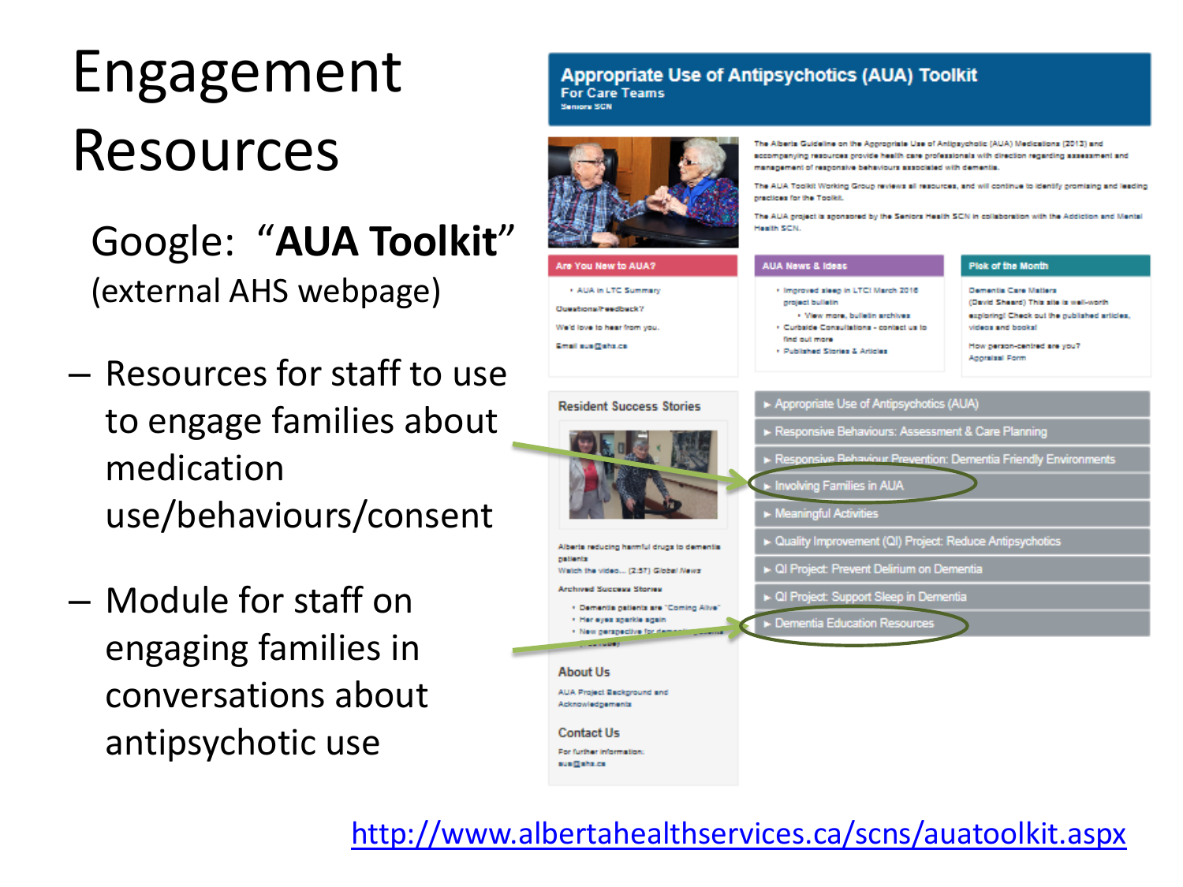# Engagement Resources

Google: "**AUA Toolkit**"
(external AHS webpage)

- Resources for staff to use to engage families about medication use/behaviours/consent
- Module for staff on engaging families in conversations about antipsychotic use

**Appropriate Use of Antipsychotics (AUA) Toolkit**
For Care Teams
Seniors SCN

The Alberta Guideline on the Appropriate Use of Antipsychotic (AUA) Medications (2013) and accompanying resources provide health care professionals with direction regarding assessment and management of responsive behaviours associated with dementia.

The AUA Toolkit Working Group reviews all resources, and will continue to identify promising and leading practices for the Toolkit.

The AUA project is sponsored by the Seniors Health SCN in collaboration with the Addiction and Mental Health SCN.

**Are You New to AUA?**
- AUA in LTC Summary

Questions/Feedback?
We'd love to hear from you.
Email aua@ahs.ca

**AUA News & Ideas**
- Improved sleep in LTC! March 2016 project bulletin
  - View more, bulletin archives
- Curbside Consultations - contact us to find out more
- Published Stories & Articles

**Pick of the Month**
Dementia Care Matters (David Sheard) This site is well-worth exploring! Check out the published articles, videos and books!

How person-centred are you? Appraisal Form

**Resident Success Stories**

Alberta reducing harmful drugs to dementia patients
Watch the video... (2:57) Global News

Archived Success Stories
- Dementia patients are "Coming Alive"
- Her eyes sparkle again
- New perspective for dementia patients (Cerebus)

**About Us**
AUA Project Background and Acknowledgements

**Contact Us**
For further information: aua@ahs.ca

- Appropriate Use of Antipsychotics (AUA)
- Responsive Behaviours: Assessment & Care Planning
- Responsive Behaviour Prevention: Dementia Friendly Environments
- Involving Families in AUA
- Meaningful Activities
- Quality Improvement (QI) Project: Reduce Antipsychotics
- QI Project: Prevent Delirium on Dementia
- QI Project: Support Sleep in Dementia
- Dementia Education Resources

http://www.albertahealthservices.ca/scns/auatoolkit.aspx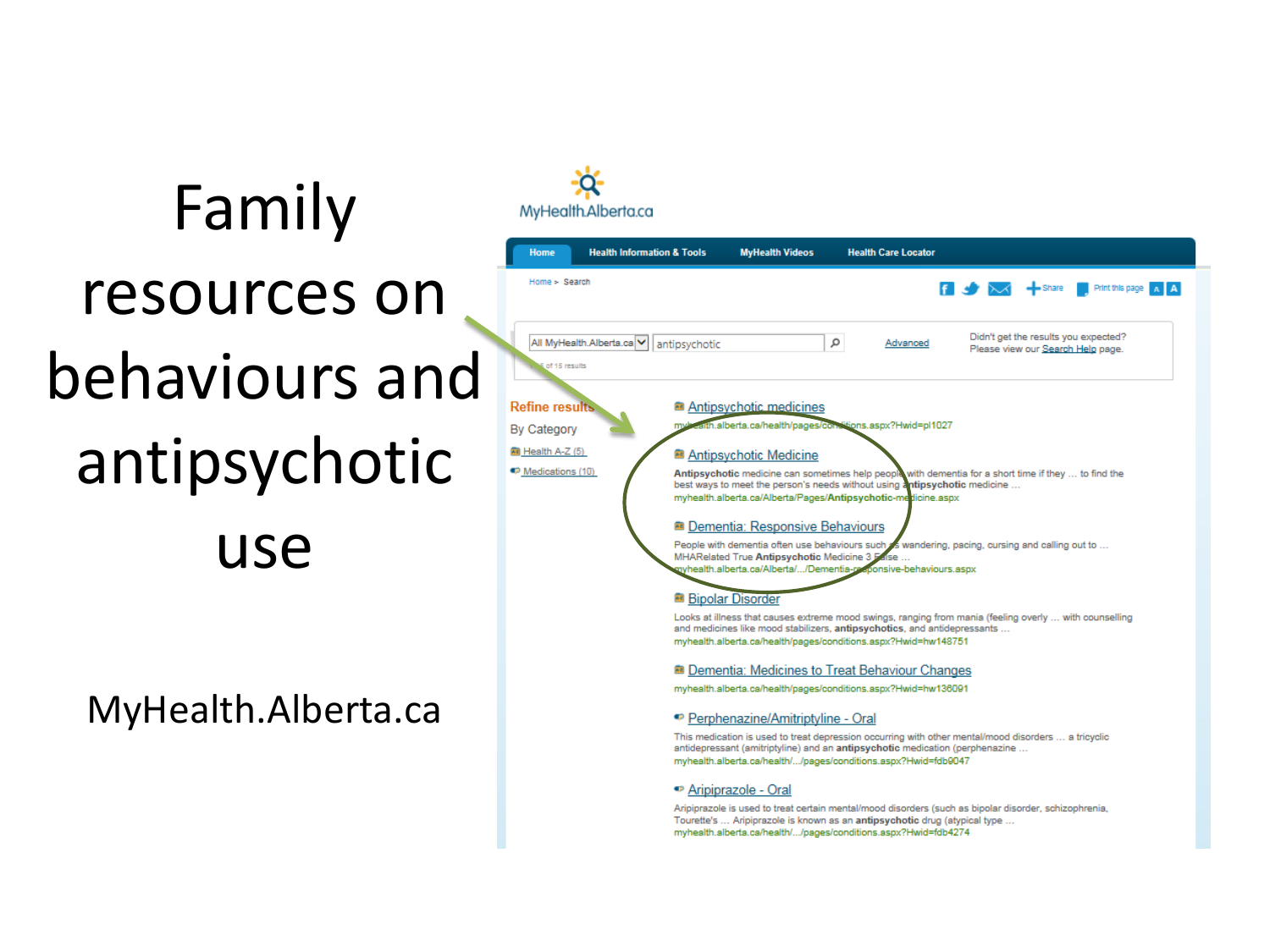# Family resources on behaviours and antipsychotic use

MyHealth.Alberta.ca

MyHealth.Alberta.ca

Home | Health Information & Tools | MyHealth Videos | Health Care Locator

Home > Search

All MyHealth.Alberta.ca | antipsychotic | Advanced

Didn't get the results you expected? Please view our Search Help page.

of 15 results

**Refine results**

By Category

- Health A-Z (5)
- Medications (10)

[Antipsychotic medicines](myhealth.alberta.ca/health/pages/conditions.aspx?Hwid=pl1027)
myhealth.alberta.ca/health/pages/conditions.aspx?Hwid=pl1027

[Antipsychotic Medicine](myhealth.alberta.ca/Alberta/Pages/Antipsychotic-medicine.aspx)
**Antipsychotic** medicine can sometimes help people with dementia for a short time if they … to find the best ways to meet the person's needs without using **antipsychotic** medicine …
myhealth.alberta.ca/Alberta/Pages/**Antipsychotic**-medicine.aspx

[Dementia: Responsive Behaviours](myhealth.alberta.ca/Alberta/.../Dementia-responsive-behaviours.aspx)
People with dementia often use behaviours such as wandering, pacing, cursing and calling out to … MHARelated True **Antipsychotic** Medicine 3 False …
myhealth.alberta.ca/Alberta/.../Dementia-responsive-behaviours.aspx

[Bipolar Disorder](myhealth.alberta.ca/health/pages/conditions.aspx?Hwid=hw148751)
Looks at illness that causes extreme mood swings, ranging from mania (feeling overly … with counselling and medicines like mood stabilizers, **antipsychotics**, and antidepressants …
myhealth.alberta.ca/health/pages/conditions.aspx?Hwid=hw148751

[Dementia: Medicines to Treat Behaviour Changes](myhealth.alberta.ca/health/pages/conditions.aspx?Hwid=hw136091)
myhealth.alberta.ca/health/pages/conditions.aspx?Hwid=hw136091

[Perphenazine/Amitriptyline - Oral](myhealth.alberta.ca/health/.../pages/conditions.aspx?Hwid=fdb9047)
This medication is used to treat depression occurring with other mental/mood disorders … a tricyclic antidepressant (amitriptyline) and an **antipsychotic** medication (perphenazine …
myhealth.alberta.ca/health/.../pages/conditions.aspx?Hwid=fdb9047

[Aripiprazole - Oral](myhealth.alberta.ca/health/.../pages/conditions.aspx?Hwid=fdb4274)
Aripiprazole is used to treat certain mental/mood disorders (such as bipolar disorder, schizophrenia, Tourette's … Aripiprazole is known as an **antipsychotic** drug (atypical type …
myhealth.alberta.ca/health/.../pages/conditions.aspx?Hwid=fdb4274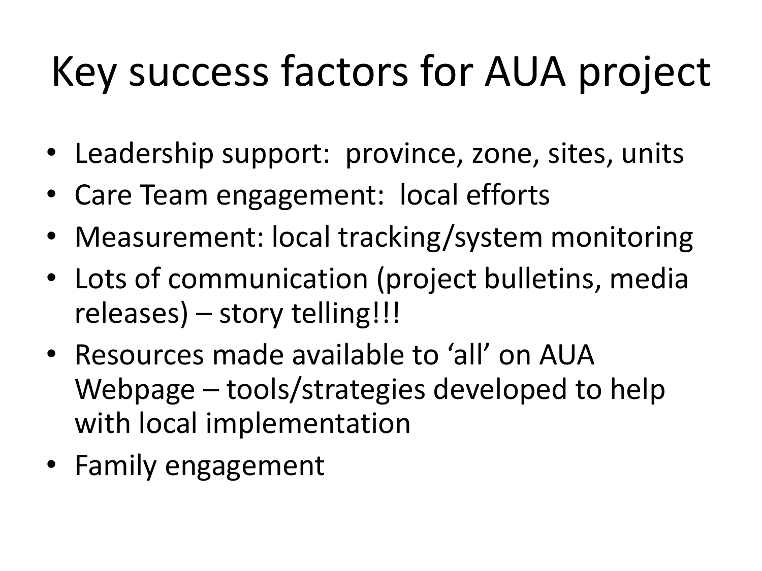# Key success factors for AUA project

- Leadership support:  province, zone, sites, units
- Care Team engagement:  local efforts
- Measurement: local tracking/system monitoring
- Lots of communication (project bulletins, media releases) – story telling!!!
- Resources made available to 'all' on AUA Webpage – tools/strategies developed to help with local implementation
- Family engagement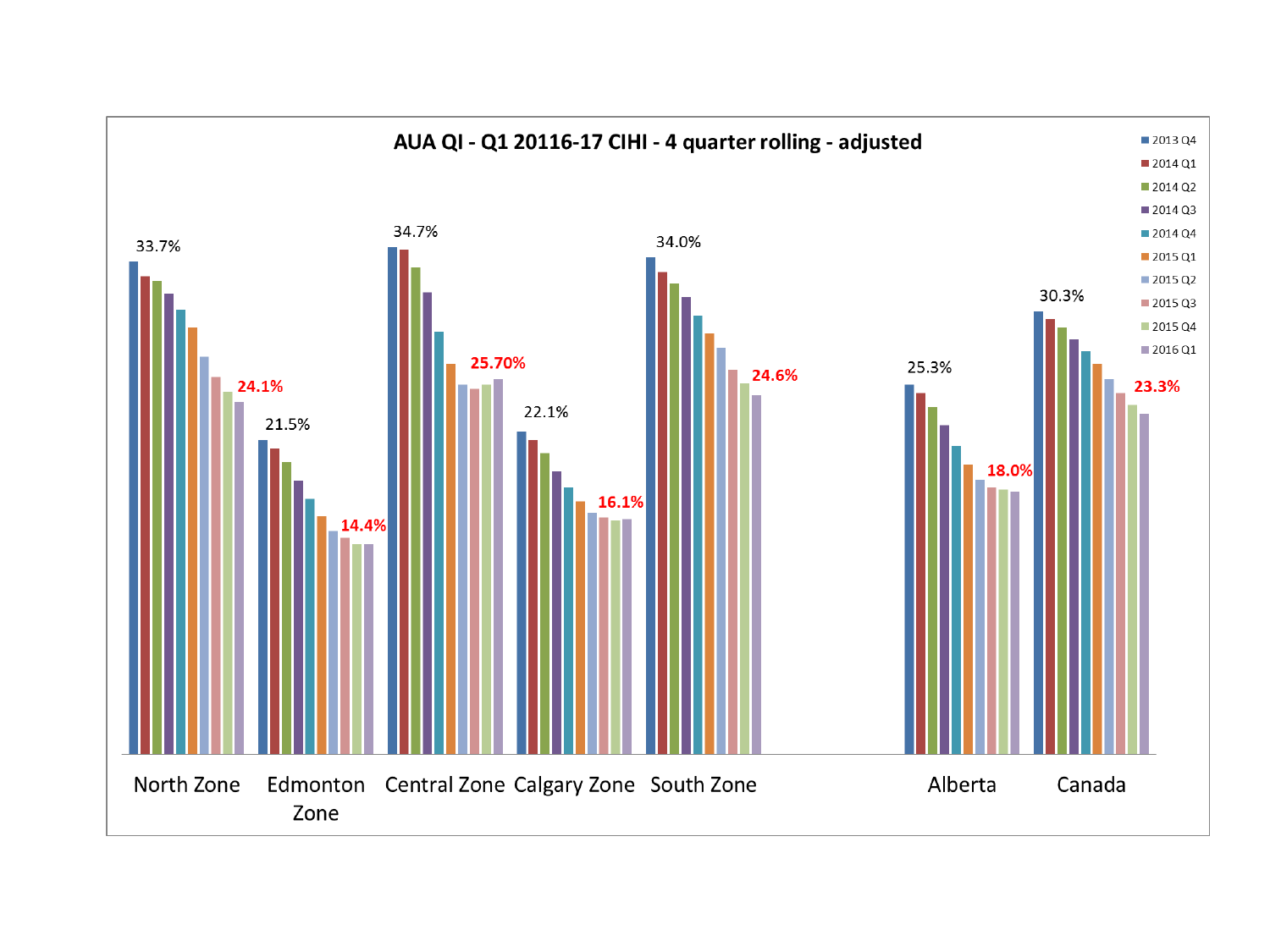## AUA QI - Q1 20116-17 CIHI - 4 quarter rolling - adjusted

Legend: 2013 Q4, 2014 Q1, 2014 Q2, 2014 Q3, 2014 Q4, 2015 Q1, 2015 Q2, 2015 Q3, 2015 Q4, 2016 Q1

| Region | 2013 Q4 | 2016 Q1 |
| --- | --- | --- |
| North Zone | 33.7% | 24.1% |
| Edmonton Zone | 21.5% | 14.4% |
| Central Zone | 34.7% | 25.70% |
| Calgary Zone | 22.1% | 16.1% |
| South Zone | 34.0% | 24.6% |
| Alberta | 25.3% | 18.0% |
| Canada | 30.3% | 23.3% |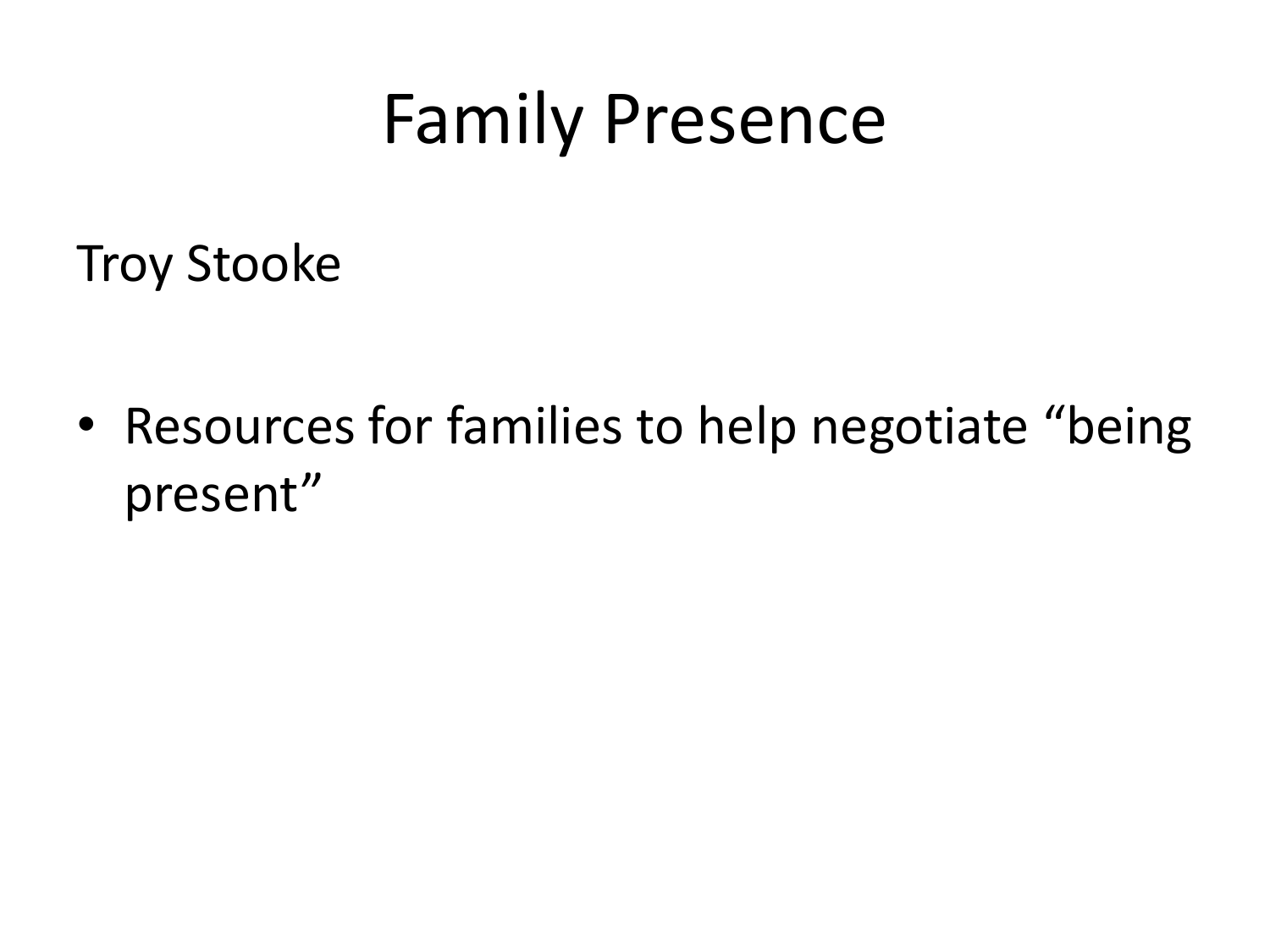# Family Presence

Troy Stooke

- Resources for families to help negotiate “being present”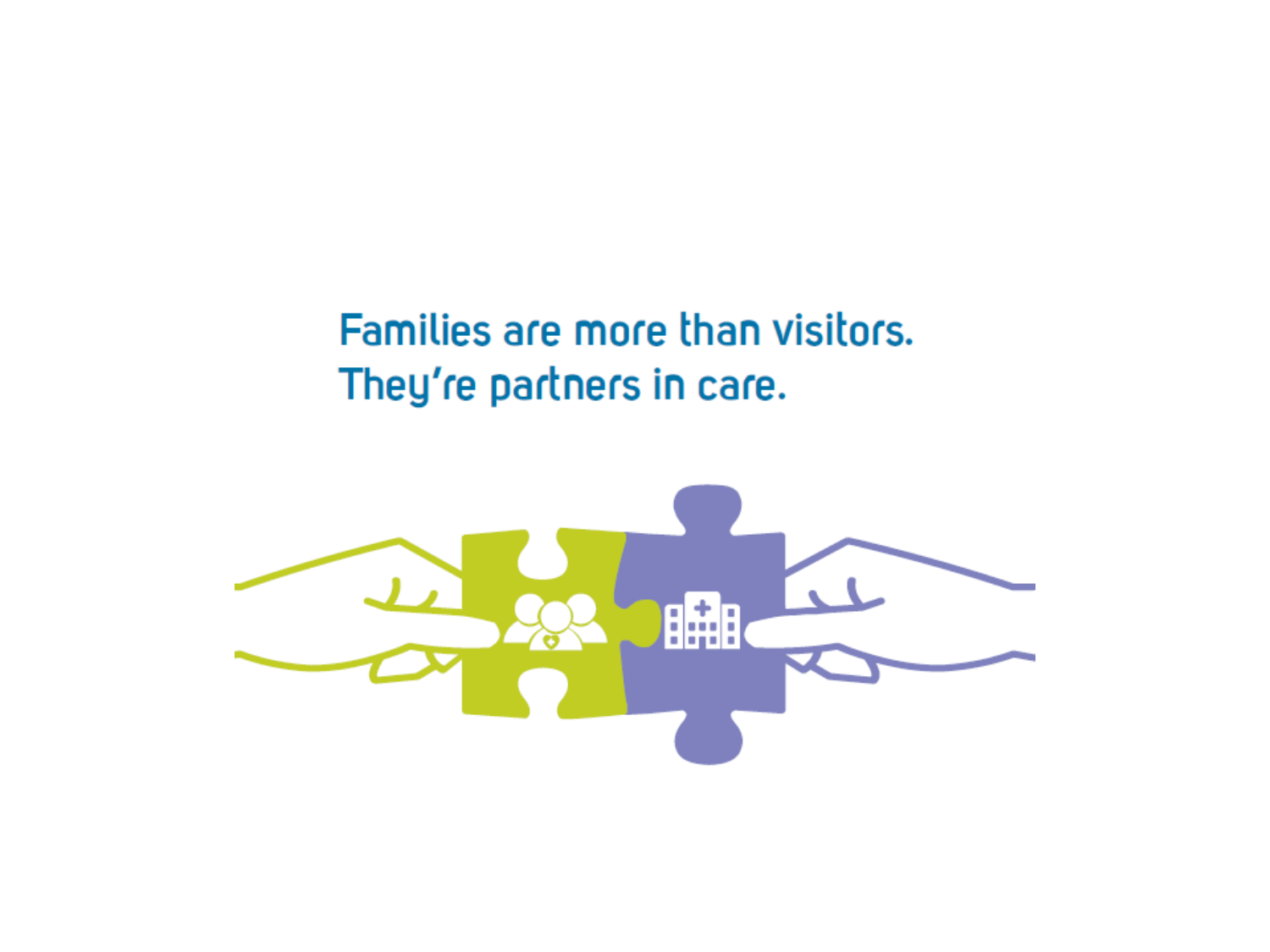Families are more than visitors.
They're partners in care.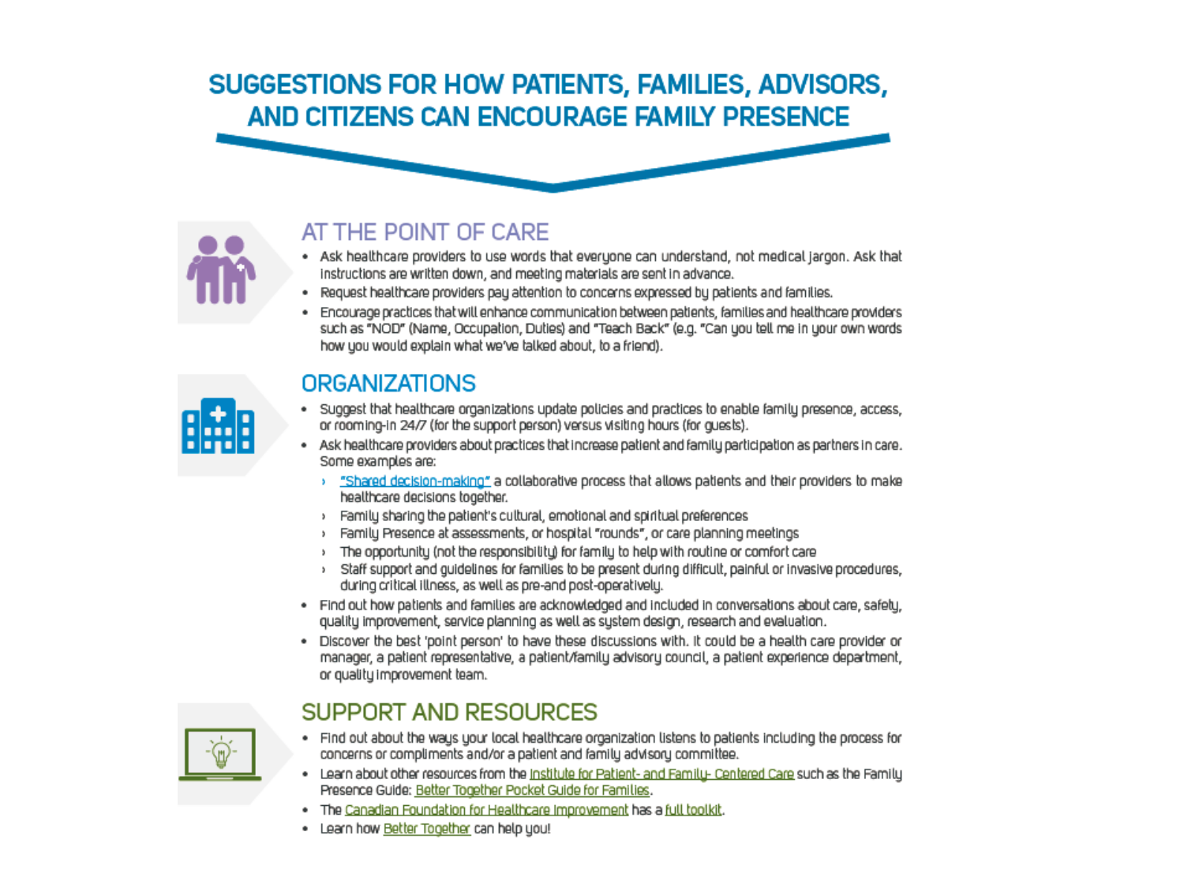# SUGGESTIONS FOR HOW PATIENTS, FAMILIES, ADVISORS, AND CITIZENS CAN ENCOURAGE FAMILY PRESENCE

## AT THE POINT OF CARE

- Ask healthcare providers to use words that everyone can understand, not medical jargon. Ask that instructions are written down, and meeting materials are sent in advance.
- Request healthcare providers pay attention to concerns expressed by patients and families.
- Encourage practices that will enhance communication between patients, families and healthcare providers such as "NOD" (Name, Occupation, Duties) and "Teach Back" (e.g. "Can you tell me in your own words how you would explain what we've talked about, to a friend).

## ORGANIZATIONS

- Suggest that healthcare organizations update policies and practices to enable family presence, access, or rooming-in 24/7 (for the support person) versus visiting hours (for guests).
- Ask healthcare providers about practices that increase patient and family participation as partners in care. Some examples are:
  - "Shared decision-making" a collaborative process that allows patients and their providers to make healthcare decisions together.
  - Family sharing the patient's cultural, emotional and spiritual preferences
  - Family Presence at assessments, or hospital "rounds", or care planning meetings
  - The opportunity (not the responsibility) for family to help with routine or comfort care
  - Staff support and guidelines for families to be present during difficult, painful or invasive procedures, during critical illness, as well as pre-and post-operatively.
- Find out how patients and families are acknowledged and included in conversations about care, safety, quality improvement, service planning as well as system design, research and evaluation.
- Discover the best 'point person' to have these discussions with. It could be a health care provider or manager, a patient representative, a patient/family advisory council, a patient experience department, or quality improvement team.

## SUPPORT AND RESOURCES

- Find out about the ways your local healthcare organization listens to patients including the process for concerns or compliments and/or a patient and family advisory committee.
- Learn about other resources from the Institute for Patient- and Family- Centered Care such as the Family Presence Guide: Better Together Pocket Guide for Families.
- The Canadian Foundation for Healthcare Improvement has a full toolkit.
- Learn how Better Together can help you!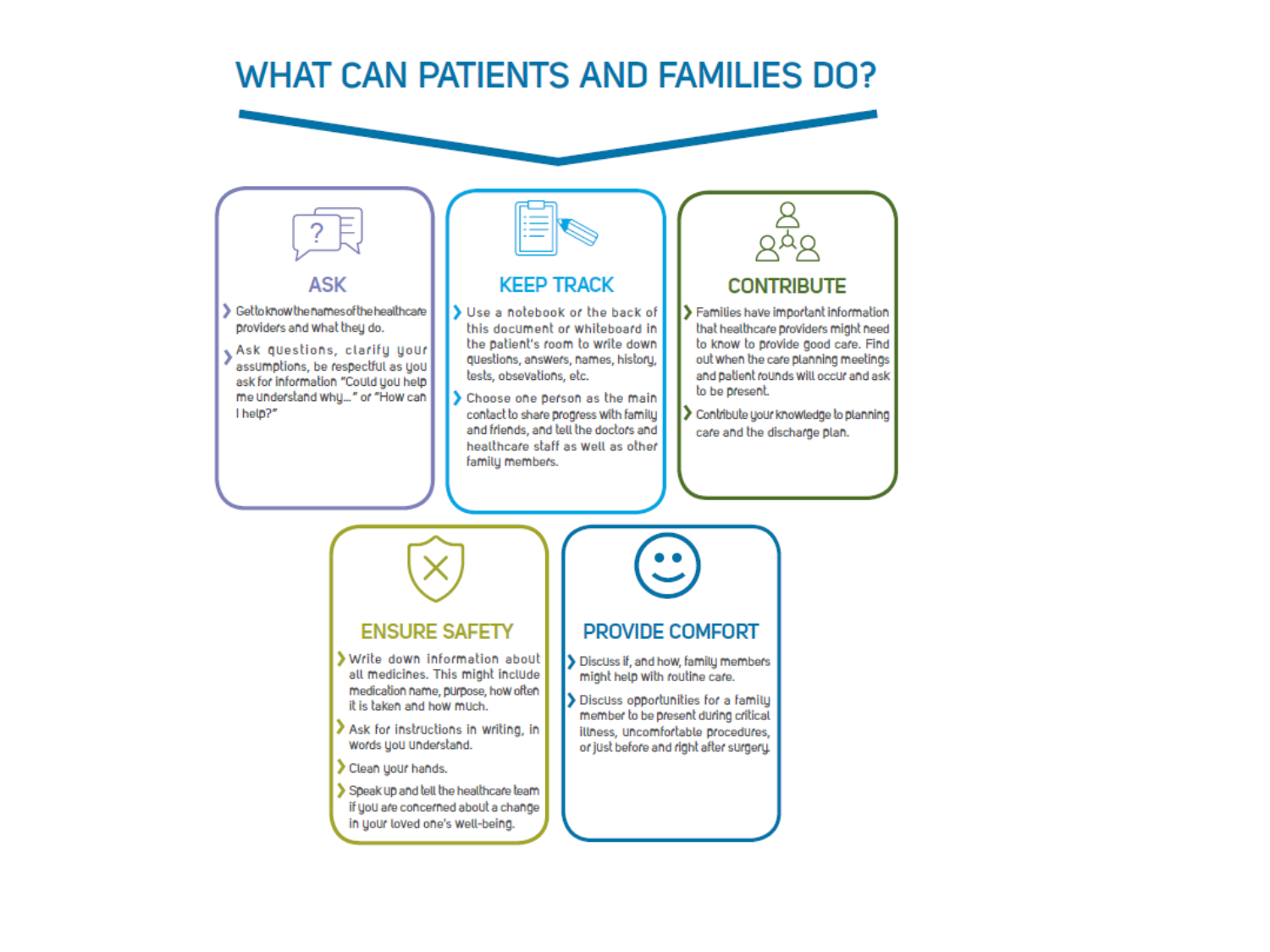# WHAT CAN PATIENTS AND FAMILIES DO?

## ASK

- Get to know the names of the healthcare providers and what they do.
- Ask questions, clarify your assumptions, be respectful as you ask for information "Could you help me understand why..." or "How can I help?"

## KEEP TRACK

- Use a notebook or the back of this document or whiteboard in the patient's room to write down questions, answers, names, history, tests, obsevations, etc.
- Choose one person as the main contact to share progress with family and friends, and tell the doctors and healthcare staff as well as other family members.

## CONTRIBUTE

- Families have important information that healthcare providers might need to know to provide good care. Find out when the care planning meetings and patient rounds will occur and ask to be present.
- Contribute your knowledge to planning care and the discharge plan.

## ENSURE SAFETY

- Write down information about all medicines. This might include medication name, purpose, how often it is taken and how much.
- Ask for instructions in writing, in words you understand.
- Clean your hands.
- Speak up and tell the healthcare team if you are concerned about a change in your loved one's well-being.

## PROVIDE COMFORT

- Discuss if, and how, family members might help with routine care.
- Discuss opportunities for a family member to be present during critical illness, uncomfortable procedures, or just before and right after surgery.